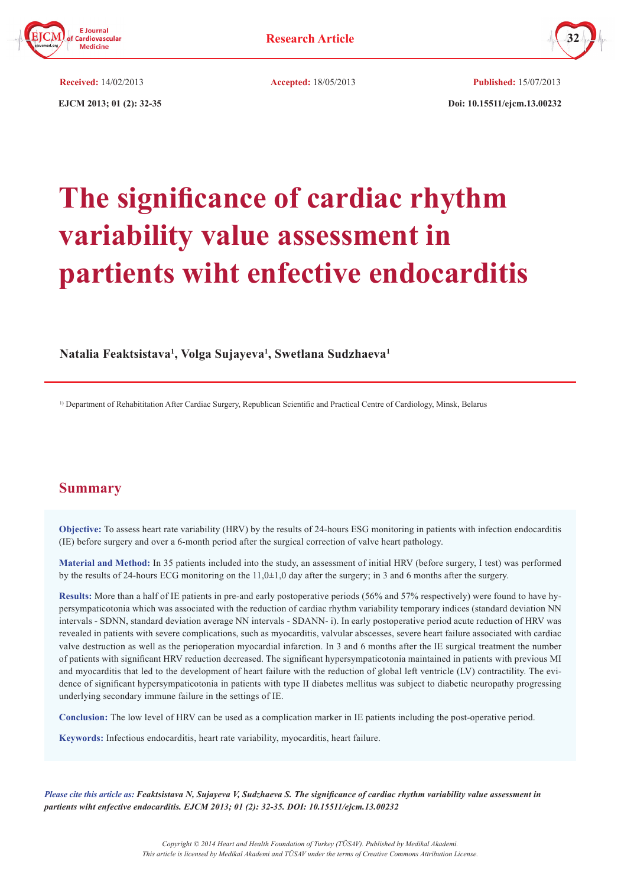Received: 14/02/2013 Accepted: 18/05/2013 Published: 15/07/2013

EJCM 2013; 01 (2): 32-35 Doi: 10.15511/ejcm.13.00232

# The significance of cardiac rhythm variability value assessment in partients wiht enfective endocarditis

**Natalia Feaktsistava[1], Volga Sujayeva[1], Swetlana Sudzhaeva[1]**

[1]) Department of Rehabititation After Cardiac Surgery, Republican Scientific and Practical Centre of Cardiology, Minsk, Belarus

## Summary

**Objective:** To assess heart rate variability (HRV) by the results of 24-hours ESG monitoring in patients with infection endocarditis (IE) before surgery and over a 6-month period after the surgical correction of valve heart pathology.

**Material and Method:** In 35 patients included into the study, an assessment of initial HRV (before surgery, I test) was performed by the results of 24-hours ECG monitoring on the 11,0±1,0 day after the surgery; in 3 and 6 months after the surgery.

**Results:** More than a half of IE patients in pre-and early postoperative periods (56% and 57% respectively) were found to have hypersympaticotonia which was associated with the reduction of cardiac rhythm variability temporary indices (standard deviation NN intervals - SDNN, standard deviation average NN intervals - SDANN- i). In early postoperative period acute reduction of HRV was revealed in patients with severe complications, such as myocarditis, valvular abscesses, severe heart failure associated with cardiac valve destruction as well as the perioperation myocardial infarction. In 3 and 6 months after the IE surgical treatment the number of patients with significant HRV reduction decreased. The significant hypersympaticotonia maintained in patients with previous MI and myocarditis that led to the development of heart failure with the reduction of global left ventricle (LV) contractility. The evidence of significant hypersympaticotonia in patients with type II diabetes mellitus was subject to diabetic neuropathy progressing underlying secondary immune failure in the settings of IE.

**Conclusion:** The low level of HRV can be used as a complication marker in IE patients including the post-operative period.

**Keywords:** Infectious endocarditis, heart rate variability, myocarditis, heart failure.

*Please cite this article as:* ***Feaktsistava N, Sujayeva V, Sudzhaeva S. The significance of cardiac rhythm variability value assessment in partients wiht enfective endocarditis. EJCM 2013; 01 (2): 32-35. DOI: 10.15511/ejcm.13.00232***

*Copyright © 2014 Heart and Health Foundation of Turkey (TÜSAV). Published by Medikal Akademi. This article is licensed by Medikal Akademi and TÜSAV under the terms of Creative Commons Attribution License.*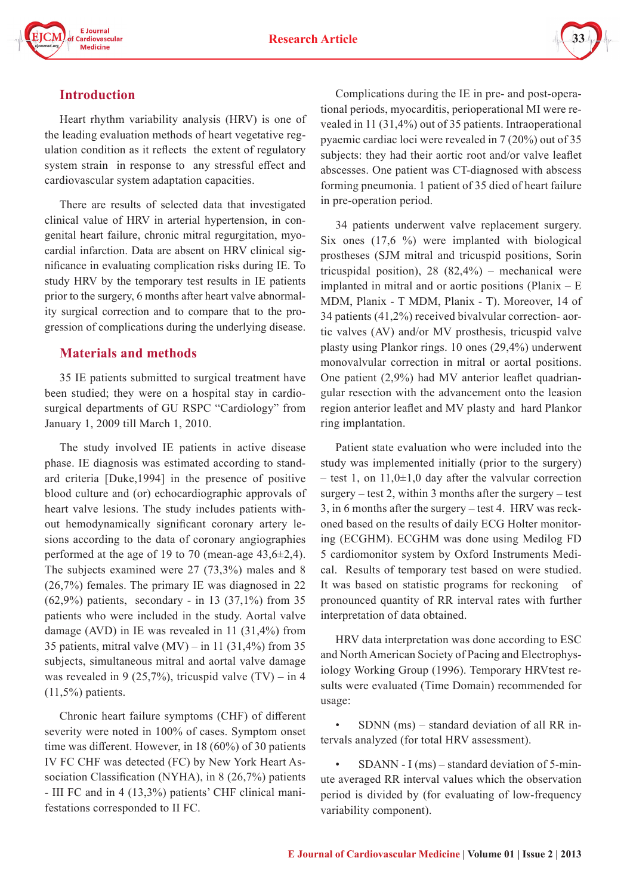## Introduction

Heart rhythm variability analysis (HRV) is one of the leading evaluation methods of heart vegetative regulation condition as it reflects the extent of regulatory system strain in response to any stressful effect and cardiovascular system adaptation capacities.

There are results of selected data that investigated clinical value of HRV in arterial hypertension, in congenital heart failure, chronic mitral regurgitation, myocardial infarction. Data are absent on HRV clinical significance in evaluating complication risks during IE. To study HRV by the temporary test results in IE patients prior to the surgery, 6 months after heart valve abnormality surgical correction and to compare that to the progression of complications during the underlying disease.

## Materials and methods

35 IE patients submitted to surgical treatment have been studied; they were on a hospital stay in cardiosurgical departments of GU RSPC "Cardiology" from January 1, 2009 till March 1, 2010.

The study involved IE patients in active disease phase. IE diagnosis was estimated according to standard criteria [Duke,1994] in the presence of positive blood culture and (or) echocardiographic approvals of heart valve lesions. The study includes patients without hemodynamically significant coronary artery lesions according to the data of coronary angiographies performed at the age of 19 to 70 (mean-age 43,6±2,4). The subjects examined were 27 (73,3%) males and 8 (26,7%) females. The primary IE was diagnosed in 22 (62,9%) patients, secondary - in 13 (37,1%) from 35 patients who were included in the study. Aortal valve damage (AVD) in IE was revealed in 11 (31,4%) from 35 patients, mitral valve (MV) – in 11 (31,4%) from 35 subjects, simultaneous mitral and aortal valve damage was revealed in 9 (25,7%), tricuspid valve (TV) – in 4 (11,5%) patients.

Chronic heart failure symptoms (CHF) of different severity were noted in 100% of cases. Symptom onset time was different. However, in 18 (60%) of 30 patients IV FC CHF was detected (FC) by New York Heart Association Classification (NYHA), in 8 (26,7%) patients - III FC and in 4 (13,3%) patients' CHF clinical manifestations corresponded to II FC.

Complications during the IE in pre- and post-operational periods, myocarditis, perioperational MI were revealed in 11 (31,4%) out of 35 patients. Intraoperational pyaemic cardiac loci were revealed in 7 (20%) out of 35 subjects: they had their aortic root and/or valve leaflet abscesses. One patient was CT-diagnosed with abscess forming pneumonia. 1 patient of 35 died of heart failure in pre-operation period.

34 patients underwent valve replacement surgery. Six ones (17,6 %) were implanted with biological prostheses (SJM mitral and tricuspid positions, Sorin tricuspidal position), 28 (82,4%) – mechanical were implanted in mitral and or aortic positions (Planix – E MDM, Planix - T MDM, Planix - T). Moreover, 14 of 34 patients (41,2%) received bivalvular correction- aortic valves (AV) and/or MV prosthesis, tricuspid valve plasty using Plankor rings. 10 ones (29,4%) underwent monovalvular correction in mitral or aortal positions. One patient (2,9%) had MV anterior leaflet quadriangular resection with the advancement onto the leasion region anterior leaflet and MV plasty and hard Plankor ring implantation.

Patient state evaluation who were included into the study was implemented initially (prior to the surgery) – test 1, on 11,0±1,0 day after the valvular correction surgery – test 2, within 3 months after the surgery – test 3, in 6 months after the surgery – test 4. HRV was reckoned based on the results of daily ECG Holter monitoring (ECGHM). ECGHM was done using Medilog FD 5 cardiomonitor system by Oxford Instruments Medical. Results of temporary test based on were studied. It was based on statistic programs for reckoning of pronounced quantity of RR interval rates with further interpretation of data obtained.

HRV data interpretation was done according to ESC and North American Society of Pacing and Electrophysiology Working Group (1996). Temporary HRVtest results were evaluated (Time Domain) recommended for usage:

- SDNN (ms) – standard deviation of all RR intervals analyzed (for total HRV assessment).
- SDANN - I (ms) – standard deviation of 5-minute averaged RR interval values which the observation period is divided by (for evaluating of low-frequency variability component).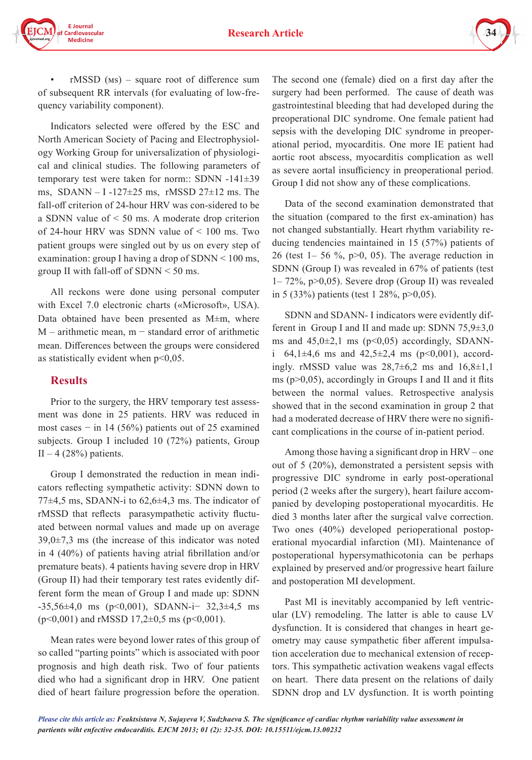- rMSSD (мs) – square root of difference sum of subsequent RR intervals (for evaluating of low-frequency variability component).

Indicators selected were offered by the ESC and North American Society of Pacing and Electrophysiology Working Group for universalization of physiological and clinical studies. The following parameters of temporary test were taken for norm:: SDNN -141±39 ms, SDANN – I -127±25 ms, rMSSD 27±12 ms. The fall-off criterion of 24-hour HRV was con-sidered to be a SDNN value of < 50 ms. A moderate drop criterion of 24-hour HRV was SDNN value of < 100 ms. Two patient groups were singled out by us on every step of examination: group I having a drop of SDNN < 100 ms, group II with fall-off of SDNN < 50 ms.

All reckons were done using personal computer with Excel 7.0 electronic charts («Microsoft», USA). Data obtained have been presented as M±m, where M – arithmetic mean, m − standard error of arithmetic mean. Differences between the groups were considered as statistically evident when p<0,05.

## Results

Prior to the surgery, the HRV temporary test assessment was done in 25 patients. HRV was reduced in most cases − in 14 (56%) patients out of 25 examined subjects. Group I included 10 (72%) patients, Group II – 4 (28%) patients.

Group I demonstrated the reduction in mean indicators reflecting sympathetic activity: SDNN down to 77±4,5 ms, SDANN-i to 62,6±4,3 ms. The indicator of rMSSD that reflects parasympathetic activity fluctuated between normal values and made up on average 39,0±7,3 ms (the increase of this indicator was noted in 4 (40%) of patients having atrial fibrillation and/or premature beats). 4 patients having severe drop in HRV (Group II) had their temporary test rates evidently different form the mean of Group I and made up: SDNN -35,56±4,0 ms (p<0,001), SDANN-i− 32,3±4,5 ms (p<0,001) and rMSSD 17,2±0,5 ms (p<0,001).

Mean rates were beyond lower rates of this group of so called "parting points" which is associated with poor prognosis and high death risk. Two of four patients died who had a significant drop in HRV. One patient died of heart failure progression before the operation. The second one (female) died on a first day after the surgery had been performed. The cause of death was gastrointestinal bleeding that had developed during the preoperational DIC syndrome. One female patient had sepsis with the developing DIC syndrome in preoperational period, myocarditis. One more IE patient had aortic root abscess, myocarditis complication as well as severe aortal insufficiency in preoperational period. Group I did not show any of these complications.

Data of the second examination demonstrated that the situation (compared to the first ex-amination) has not changed substantially. Heart rhythm variability reducing tendencies maintained in 15 (57%) patients of 26 (test 1– 56 %, p>0, 05). The average reduction in SDNN (Group I) was revealed in 67% of patients (test 1– 72%, p>0,05). Severe drop (Group II) was revealed in 5 (33%) patients (test 1 28%, p>0,05).

SDNN and SDANN- I indicators were evidently different in Group I and II and made up: SDNN 75,9±3,0 ms and 45,0±2,1 ms (p<0,05) accordingly, SDANN-i 64,1±4,6 ms and 42,5±2,4 ms (p<0,001), accordingly. rMSSD value was 28,7±6,2 ms and 16,8±1,1 ms (p>0,05), accordingly in Groups I and II and it flits between the normal values. Retrospective analysis showed that in the second examination in group 2 that had a moderated decrease of HRV there were no significant complications in the course of in-patient period.

Among those having a significant drop in HRV – one out of 5 (20%), demonstrated a persistent sepsis with progressive DIC syndrome in early post-operational period (2 weeks after the surgery), heart failure accompanied by developing postoperational myocarditis. He died 3 months later after the surgical valve correction. Two ones (40%) developed perioperational postoperational myocardial infarction (MI). Maintenance of postoperational hypersymathicotonia can be perhaps explained by preserved and/or progressive heart failure and postoperation MI development.

Past MI is inevitably accompanied by left ventricular (LV) remodeling. The latter is able to cause LV dysfunction. It is considered that changes in heart geometry may cause sympathetic fiber afferent impulsation acceleration due to mechanical extension of receptors. This sympathetic activation weakens vagal effects on heart. There data present on the relations of daily SDNN drop and LV dysfunction. It is worth pointing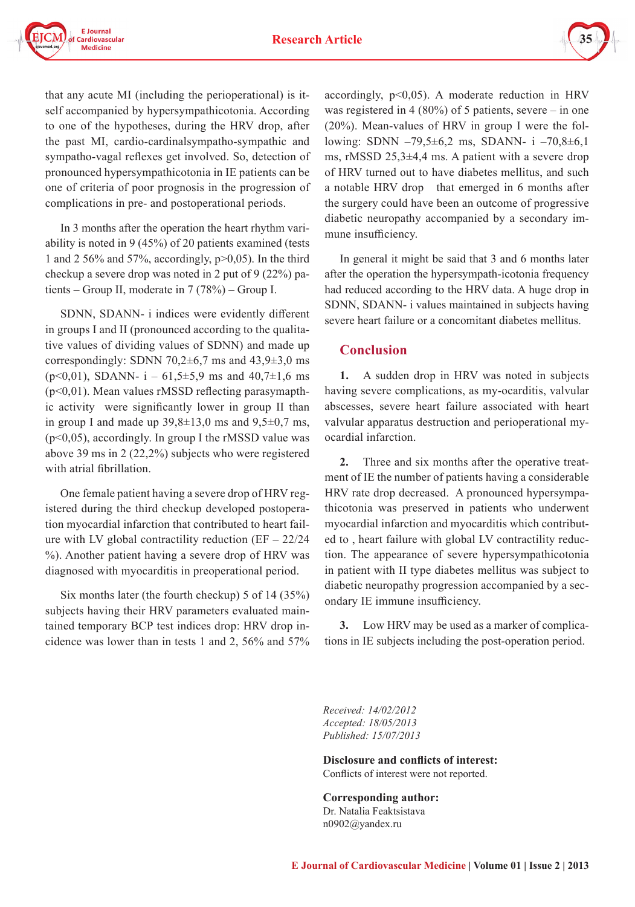that any acute MI (including the perioperational) is itself accompanied by hypersympathicotonia. According to one of the hypotheses, during the HRV drop, after the past MI, cardio-cardinalsympatho-sympathic and sympatho-vagal reflexes get involved. So, detection of pronounced hypersympathicotonia in IE patients can be one of criteria of poor prognosis in the progression of complications in pre- and postoperational periods.

In 3 months after the operation the heart rhythm variability is noted in 9 (45%) of 20 patients examined (tests 1 and 2 56% and 57%, accordingly, $p>0,05$). In the third checkup a severe drop was noted in 2 put of 9 (22%) patients – Group II, moderate in 7 (78%) – Group I.

SDNN, SDANN- i indices were evidently different in groups I and II (pronounced according to the qualitative values of dividing values of SDNN) and made up correspondingly: SDNN 70,2±6,7 ms and 43,9±3,0 ms ($p<0,01$), SDANN- i – 61,5±5,9 ms and 40,7±1,6 ms ($p<0,01$). Mean values rMSSD reflecting parasymapthic activity were significantly lower in group II than in group I and made up 39,8±13,0 ms and 9,5±0,7 ms, ($p<0,05$), accordingly. In group I the rMSSD value was above 39 ms in 2 (22,2%) subjects who were registered with atrial fibrillation.

One female patient having a severe drop of HRV registered during the third checkup developed postoperation myocardial infarction that contributed to heart failure with LV global contractility reduction (EF – 22/24 %). Another patient having a severe drop of HRV was diagnosed with myocarditis in preoperational period.

Six months later (the fourth checkup) 5 of 14 (35%) subjects having their HRV parameters evaluated maintained temporary BCP test indices drop: HRV drop incidence was lower than in tests 1 and 2, 56% and 57% accordingly, $p<0,05$). A moderate reduction in HRV was registered in 4 (80%) of 5 patients, severe – in one (20%). Mean-values of HRV in group I were the following: SDNN –79,5±6,2 ms, SDANN- i –70,8±6,1 ms, rMSSD 25,3±4,4 ms. A patient with a severe drop of HRV turned out to have diabetes mellitus, and such a notable HRV drop that emerged in 6 months after the surgery could have been an outcome of progressive diabetic neuropathy accompanied by a secondary immune insufficiency.

In general it might be said that 3 and 6 months later after the operation the hypersympath-icotonia frequency had reduced according to the HRV data. A huge drop in SDNN, SDANN- i values maintained in subjects having severe heart failure or a concomitant diabetes mellitus.

## Conclusion

**1.** A sudden drop in HRV was noted in subjects having severe complications, as my-ocarditis, valvular abscesses, severe heart failure associated with heart valvular apparatus destruction and perioperational myocardial infarction.

**2.** Three and six months after the operative treatment of IE the number of patients having a considerable HRV rate drop decreased. A pronounced hypersympathicotonia was preserved in patients who underwent myocardial infarction and myocarditis which contributed to , heart failure with global LV contractility reduction. The appearance of severe hypersympathicotonia in patient with II type diabetes mellitus was subject to diabetic neuropathy progression accompanied by a secondary IE immune insufficiency.

**3.** Low HRV may be used as a marker of complications in IE subjects including the post-operation period.

*Received: 14/02/2012*
*Accepted: 18/05/2013*
*Published: 15/07/2013*

**Disclosure and conflicts of interest:**
Conflicts of interest were not reported.

**Corresponding author:**
Dr. Natalia Feaktsistava
n0902@yandex.ru